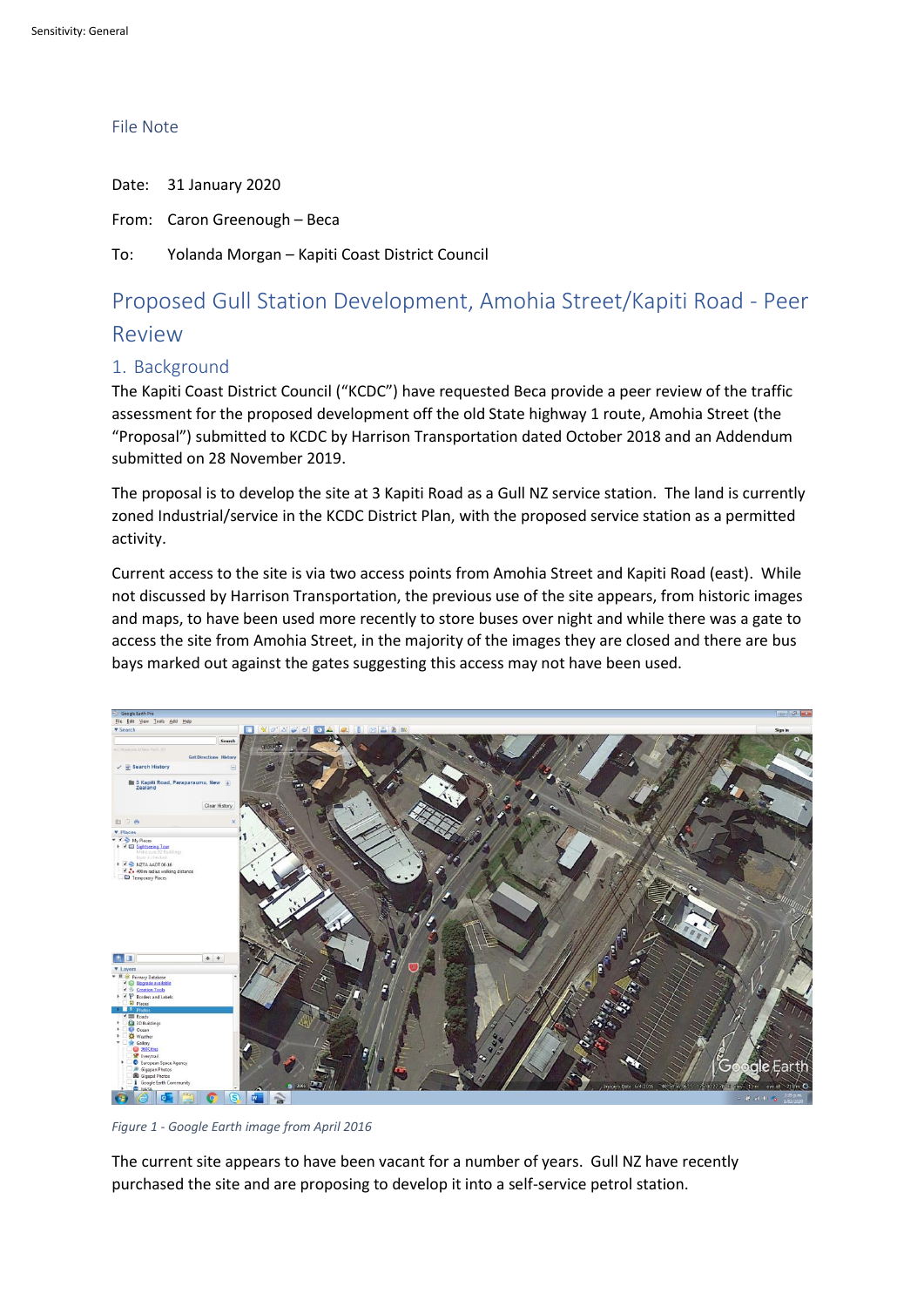Sensitivity: General

File Note

Date: 31 January 2020

From: Caron Greenough – Beca

To: Yolanda Morgan – Kapiti Coast District Council

# Proposed Gull Station Development, Amohia Street/Kapiti Road - Peer Review

## 1. Background

The Kapiti Coast District Council ("KCDC") have requested Beca provide a peer review of the traffic assessment for the proposed development off the old State highway 1 route, Amohia Street (the "Proposal") submitted to KCDC by Harrison Transportation dated October 2018 and an Addendum submitted on 28 November 2019.

The proposal is to develop the site at 3 Kapiti Road as a Gull NZ service station. The land is currently zoned Industrial/service in the KCDC District Plan, with the proposed service station as a permitted activity.

Current access to the site is via two access points from Amohia Street and Kapiti Road (east). While not discussed by Harrison Transportation, the previous use of the site appears, from historic images and maps, to have been used more recently to store buses over night and while there was a gate to access the site from Amohia Street, in the majority of the images they are closed and there are bus bays marked out against the gates suggesting this access may not have been used.

*Figure 1 - Google Earth image from April 2016*

The current site appears to have been vacant for a number of years. Gull NZ have recently purchased the site and are proposing to develop it into a self-service petrol station.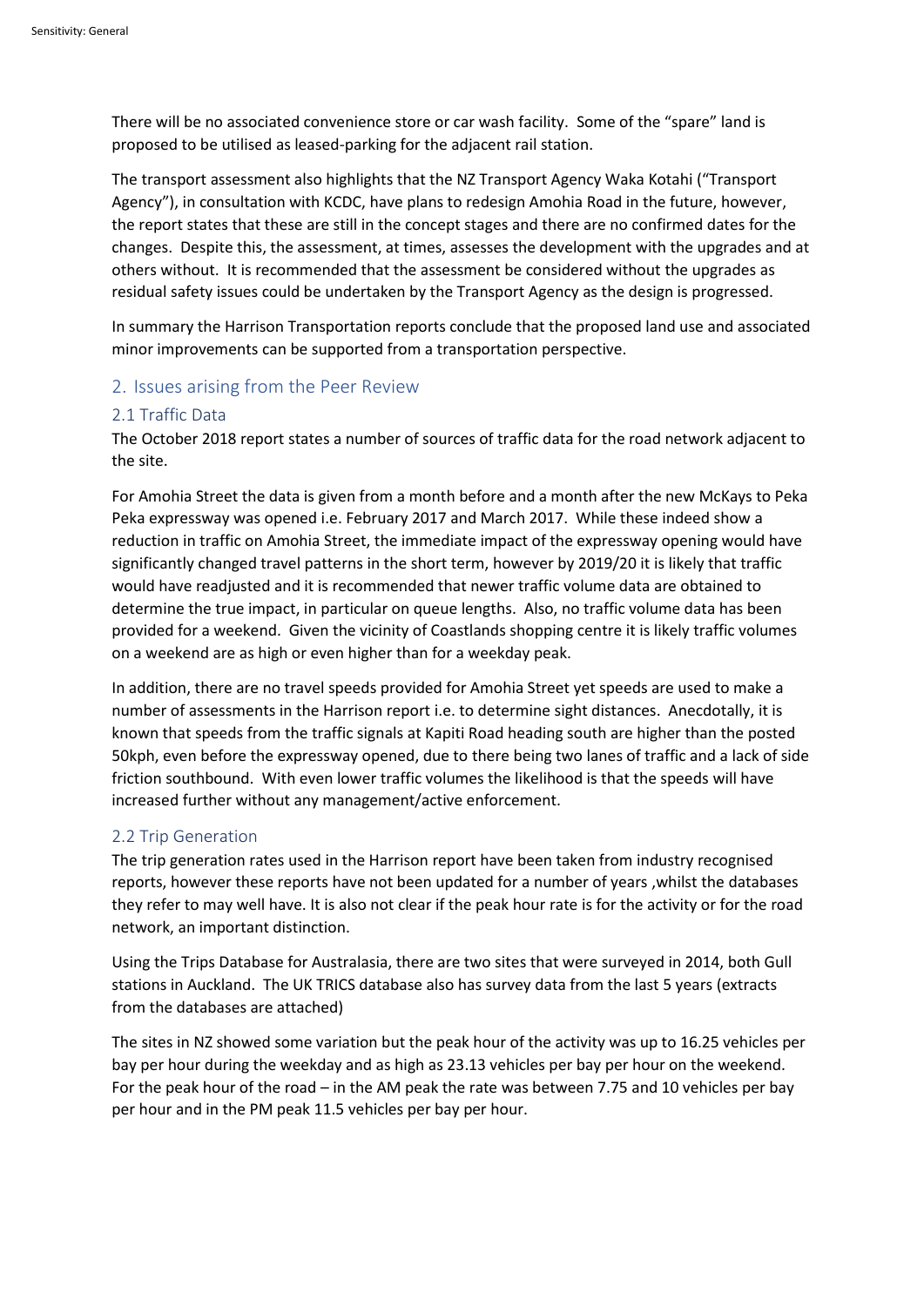There will be no associated convenience store or car wash facility. Some of the "spare" land is proposed to be utilised as leased-parking for the adjacent rail station.

The transport assessment also highlights that the NZ Transport Agency Waka Kotahi ("Transport Agency"), in consultation with KCDC, have plans to redesign Amohia Road in the future, however, the report states that these are still in the concept stages and there are no confirmed dates for the changes. Despite this, the assessment, at times, assesses the development with the upgrades and at others without. It is recommended that the assessment be considered without the upgrades as residual safety issues could be undertaken by the Transport Agency as the design is progressed.

In summary the Harrison Transportation reports conclude that the proposed land use and associated minor improvements can be supported from a transportation perspective.

## 2. Issues arising from the Peer Review

### 2.1 Traffic Data

The October 2018 report states a number of sources of traffic data for the road network adjacent to the site.

For Amohia Street the data is given from a month before and a month after the new McKays to Peka Peka expressway was opened i.e. February 2017 and March 2017. While these indeed show a reduction in traffic on Amohia Street, the immediate impact of the expressway opening would have significantly changed travel patterns in the short term, however by 2019/20 it is likely that traffic would have readjusted and it is recommended that newer traffic volume data are obtained to determine the true impact, in particular on queue lengths. Also, no traffic volume data has been provided for a weekend. Given the vicinity of Coastlands shopping centre it is likely traffic volumes on a weekend are as high or even higher than for a weekday peak.

In addition, there are no travel speeds provided for Amohia Street yet speeds are used to make a number of assessments in the Harrison report i.e. to determine sight distances. Anecdotally, it is known that speeds from the traffic signals at Kapiti Road heading south are higher than the posted 50kph, even before the expressway opened, due to there being two lanes of traffic and a lack of side friction southbound. With even lower traffic volumes the likelihood is that the speeds will have increased further without any management/active enforcement.

### 2.2 Trip Generation

The trip generation rates used in the Harrison report have been taken from industry recognised reports, however these reports have not been updated for a number of years ,whilst the databases they refer to may well have. It is also not clear if the peak hour rate is for the activity or for the road network, an important distinction.

Using the Trips Database for Australasia, there are two sites that were surveyed in 2014, both Gull stations in Auckland. The UK TRICS database also has survey data from the last 5 years (extracts from the databases are attached)

The sites in NZ showed some variation but the peak hour of the activity was up to 16.25 vehicles per bay per hour during the weekday and as high as 23.13 vehicles per bay per hour on the weekend. For the peak hour of the road – in the AM peak the rate was between 7.75 and 10 vehicles per bay per hour and in the PM peak 11.5 vehicles per bay per hour.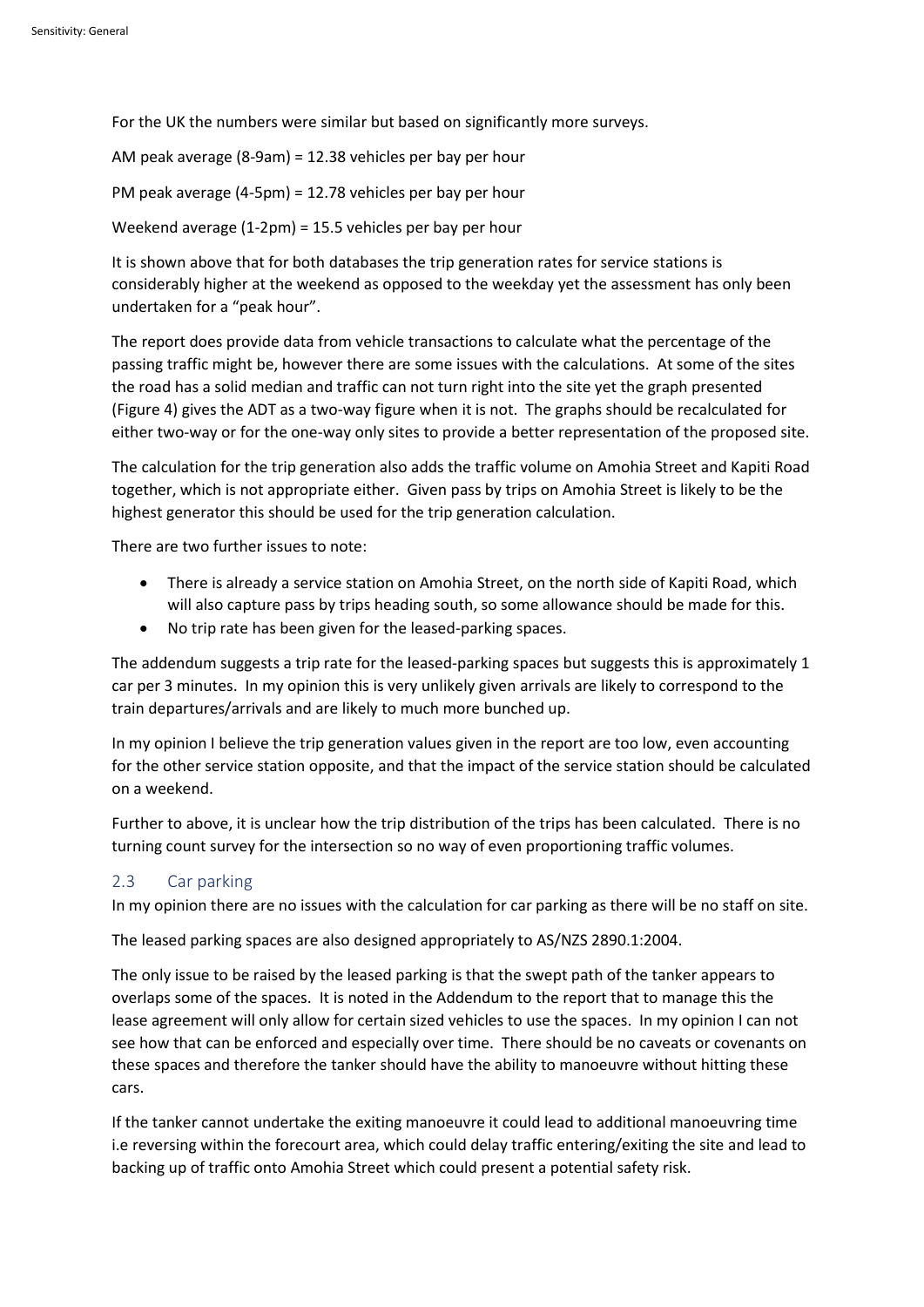For the UK the numbers were similar but based on significantly more surveys.

AM peak average (8-9am) = 12.38 vehicles per bay per hour

PM peak average (4-5pm) = 12.78 vehicles per bay per hour

Weekend average (1-2pm) = 15.5 vehicles per bay per hour

It is shown above that for both databases the trip generation rates for service stations is considerably higher at the weekend as opposed to the weekday yet the assessment has only been undertaken for a "peak hour".

The report does provide data from vehicle transactions to calculate what the percentage of the passing traffic might be, however there are some issues with the calculations. At some of the sites the road has a solid median and traffic can not turn right into the site yet the graph presented (Figure 4) gives the ADT as a two-way figure when it is not. The graphs should be recalculated for either two-way or for the one-way only sites to provide a better representation of the proposed site.

The calculation for the trip generation also adds the traffic volume on Amohia Street and Kapiti Road together, which is not appropriate either. Given pass by trips on Amohia Street is likely to be the highest generator this should be used for the trip generation calculation.

There are two further issues to note:

- There is already a service station on Amohia Street, on the north side of Kapiti Road, which will also capture pass by trips heading south, so some allowance should be made for this.
- No trip rate has been given for the leased-parking spaces.

The addendum suggests a trip rate for the leased-parking spaces but suggests this is approximately 1 car per 3 minutes. In my opinion this is very unlikely given arrivals are likely to correspond to the train departures/arrivals and are likely to much more bunched up.

In my opinion I believe the trip generation values given in the report are too low, even accounting for the other service station opposite, and that the impact of the service station should be calculated on a weekend.

Further to above, it is unclear how the trip distribution of the trips has been calculated. There is no turning count survey for the intersection so no way of even proportioning traffic volumes.

## 2.3 Car parking

In my opinion there are no issues with the calculation for car parking as there will be no staff on site.

The leased parking spaces are also designed appropriately to AS/NZS 2890.1:2004.

The only issue to be raised by the leased parking is that the swept path of the tanker appears to overlaps some of the spaces. It is noted in the Addendum to the report that to manage this the lease agreement will only allow for certain sized vehicles to use the spaces. In my opinion I can not see how that can be enforced and especially over time. There should be no caveats or covenants on these spaces and therefore the tanker should have the ability to manoeuvre without hitting these cars.

If the tanker cannot undertake the exiting manoeuvre it could lead to additional manoeuvring time i.e reversing within the forecourt area, which could delay traffic entering/exiting the site and lead to backing up of traffic onto Amohia Street which could present a potential safety risk.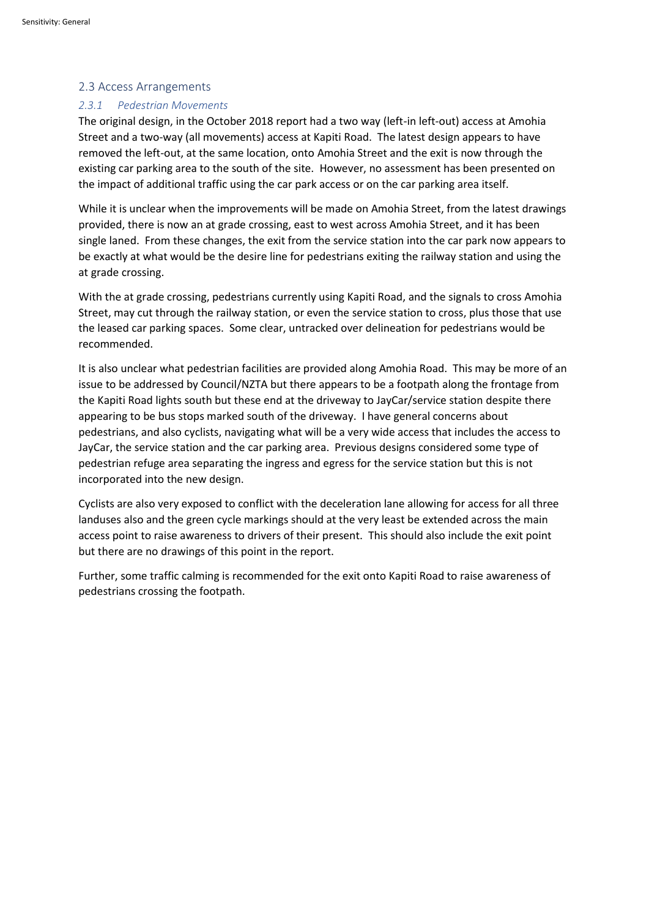## 2.3 Access Arrangements

### *2.3.1 Pedestrian Movements*

The original design, in the October 2018 report had a two way (left-in left-out) access at Amohia Street and a two-way (all movements) access at Kapiti Road. The latest design appears to have removed the left-out, at the same location, onto Amohia Street and the exit is now through the existing car parking area to the south of the site. However, no assessment has been presented on the impact of additional traffic using the car park access or on the car parking area itself.

While it is unclear when the improvements will be made on Amohia Street, from the latest drawings provided, there is now an at grade crossing, east to west across Amohia Street, and it has been single laned. From these changes, the exit from the service station into the car park now appears to be exactly at what would be the desire line for pedestrians exiting the railway station and using the at grade crossing.

With the at grade crossing, pedestrians currently using Kapiti Road, and the signals to cross Amohia Street, may cut through the railway station, or even the service station to cross, plus those that use the leased car parking spaces. Some clear, untracked over delineation for pedestrians would be recommended.

It is also unclear what pedestrian facilities are provided along Amohia Road. This may be more of an issue to be addressed by Council/NZTA but there appears to be a footpath along the frontage from the Kapiti Road lights south but these end at the driveway to JayCar/service station despite there appearing to be bus stops marked south of the driveway. I have general concerns about pedestrians, and also cyclists, navigating what will be a very wide access that includes the access to JayCar, the service station and the car parking area. Previous designs considered some type of pedestrian refuge area separating the ingress and egress for the service station but this is not incorporated into the new design.

Cyclists are also very exposed to conflict with the deceleration lane allowing for access for all three landuses also and the green cycle markings should at the very least be extended across the main access point to raise awareness to drivers of their present. This should also include the exit point but there are no drawings of this point in the report.

Further, some traffic calming is recommended for the exit onto Kapiti Road to raise awareness of pedestrians crossing the footpath.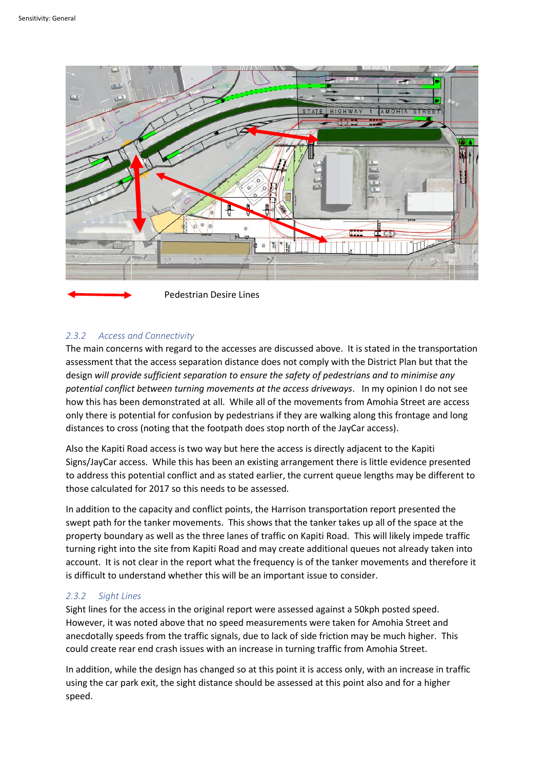Pedestrian Desire Lines

### 2.3.2 Access and Connectivity

The main concerns with regard to the accesses are discussed above. It is stated in the transportation assessment that the access separation distance does not comply with the District Plan but that the design *will provide sufficient separation to ensure the safety of pedestrians and to minimise any potential conflict between turning movements at the access driveways*. In my opinion I do not see how this has been demonstrated at all. While all of the movements from Amohia Street are access only there is potential for confusion by pedestrians if they are walking along this frontage and long distances to cross (noting that the footpath does stop north of the JayCar access).

Also the Kapiti Road access is two way but here the access is directly adjacent to the Kapiti Signs/JayCar access. While this has been an existing arrangement there is little evidence presented to address this potential conflict and as stated earlier, the current queue lengths may be different to those calculated for 2017 so this needs to be assessed.

In addition to the capacity and conflict points, the Harrison transportation report presented the swept path for the tanker movements. This shows that the tanker takes up all of the space at the property boundary as well as the three lanes of traffic on Kapiti Road. This will likely impede traffic turning right into the site from Kapiti Road and may create additional queues not already taken into account. It is not clear in the report what the frequency is of the tanker movements and therefore it is difficult to understand whether this will be an important issue to consider.

### 2.3.2 Sight Lines

Sight lines for the access in the original report were assessed against a 50kph posted speed. However, it was noted above that no speed measurements were taken for Amohia Street and anecdotally speeds from the traffic signals, due to lack of side friction may be much higher. This could create rear end crash issues with an increase in turning traffic from Amohia Street.

In addition, while the design has changed so at this point it is access only, with an increase in traffic using the car park exit, the sight distance should be assessed at this point also and for a higher speed.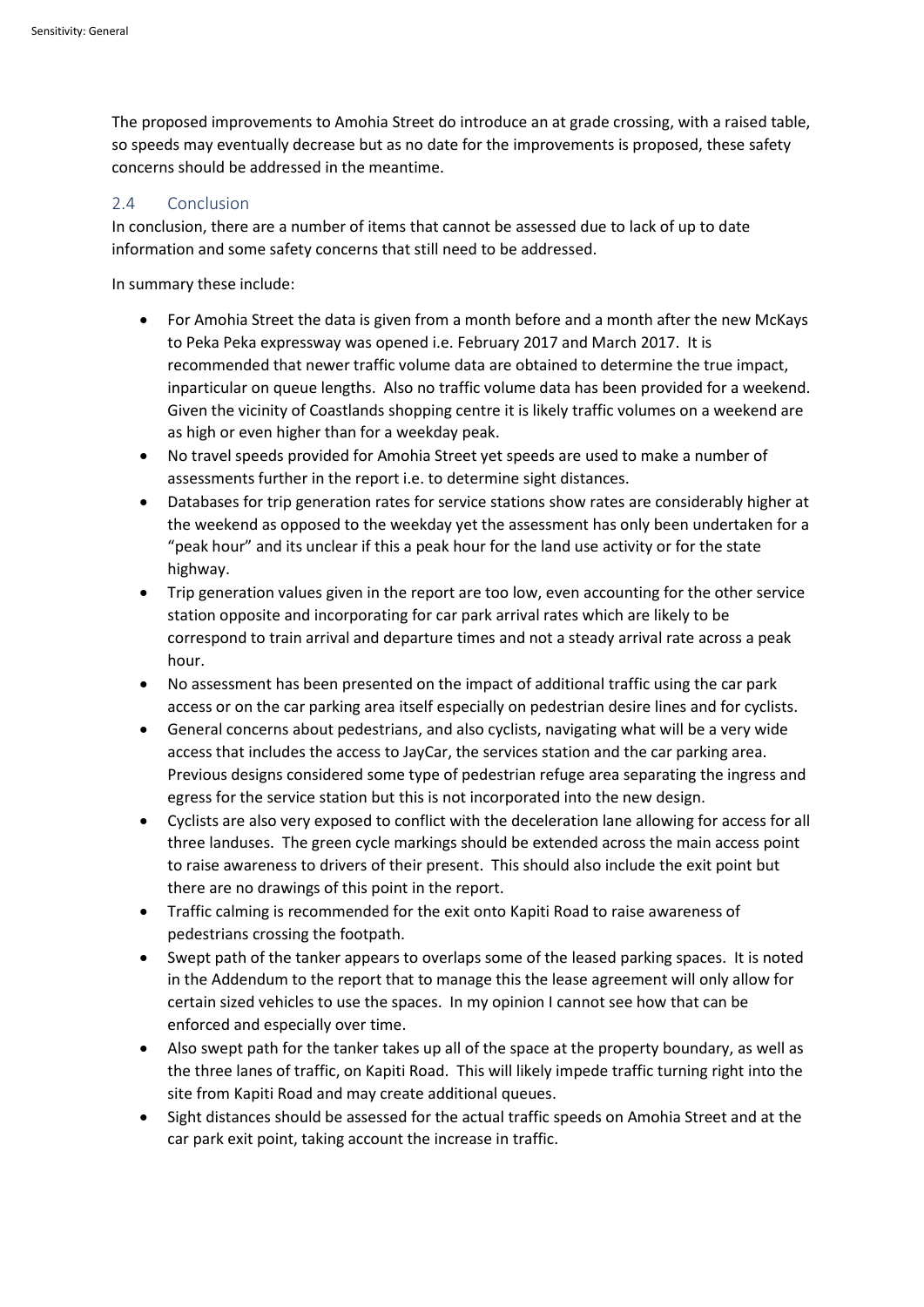The proposed improvements to Amohia Street do introduce an at grade crossing, with a raised table, so speeds may eventually decrease but as no date for the improvements is proposed, these safety concerns should be addressed in the meantime.

## 2.4 Conclusion

In conclusion, there are a number of items that cannot be assessed due to lack of up to date information and some safety concerns that still need to be addressed.

In summary these include:

- For Amohia Street the data is given from a month before and a month after the new McKays to Peka Peka expressway was opened i.e. February 2017 and March 2017. It is recommended that newer traffic volume data are obtained to determine the true impact, inparticular on queue lengths. Also no traffic volume data has been provided for a weekend. Given the vicinity of Coastlands shopping centre it is likely traffic volumes on a weekend are as high or even higher than for a weekday peak.
- No travel speeds provided for Amohia Street yet speeds are used to make a number of assessments further in the report i.e. to determine sight distances.
- Databases for trip generation rates for service stations show rates are considerably higher at the weekend as opposed to the weekday yet the assessment has only been undertaken for a "peak hour" and its unclear if this a peak hour for the land use activity or for the state highway.
- Trip generation values given in the report are too low, even accounting for the other service station opposite and incorporating for car park arrival rates which are likely to be correspond to train arrival and departure times and not a steady arrival rate across a peak hour.
- No assessment has been presented on the impact of additional traffic using the car park access or on the car parking area itself especially on pedestrian desire lines and for cyclists.
- General concerns about pedestrians, and also cyclists, navigating what will be a very wide access that includes the access to JayCar, the services station and the car parking area. Previous designs considered some type of pedestrian refuge area separating the ingress and egress for the service station but this is not incorporated into the new design.
- Cyclists are also very exposed to conflict with the deceleration lane allowing for access for all three landuses. The green cycle markings should be extended across the main access point to raise awareness to drivers of their present. This should also include the exit point but there are no drawings of this point in the report.
- Traffic calming is recommended for the exit onto Kapiti Road to raise awareness of pedestrians crossing the footpath.
- Swept path of the tanker appears to overlaps some of the leased parking spaces. It is noted in the Addendum to the report that to manage this the lease agreement will only allow for certain sized vehicles to use the spaces. In my opinion I cannot see how that can be enforced and especially over time.
- Also swept path for the tanker takes up all of the space at the property boundary, as well as the three lanes of traffic, on Kapiti Road. This will likely impede traffic turning right into the site from Kapiti Road and may create additional queues.
- Sight distances should be assessed for the actual traffic speeds on Amohia Street and at the car park exit point, taking account the increase in traffic.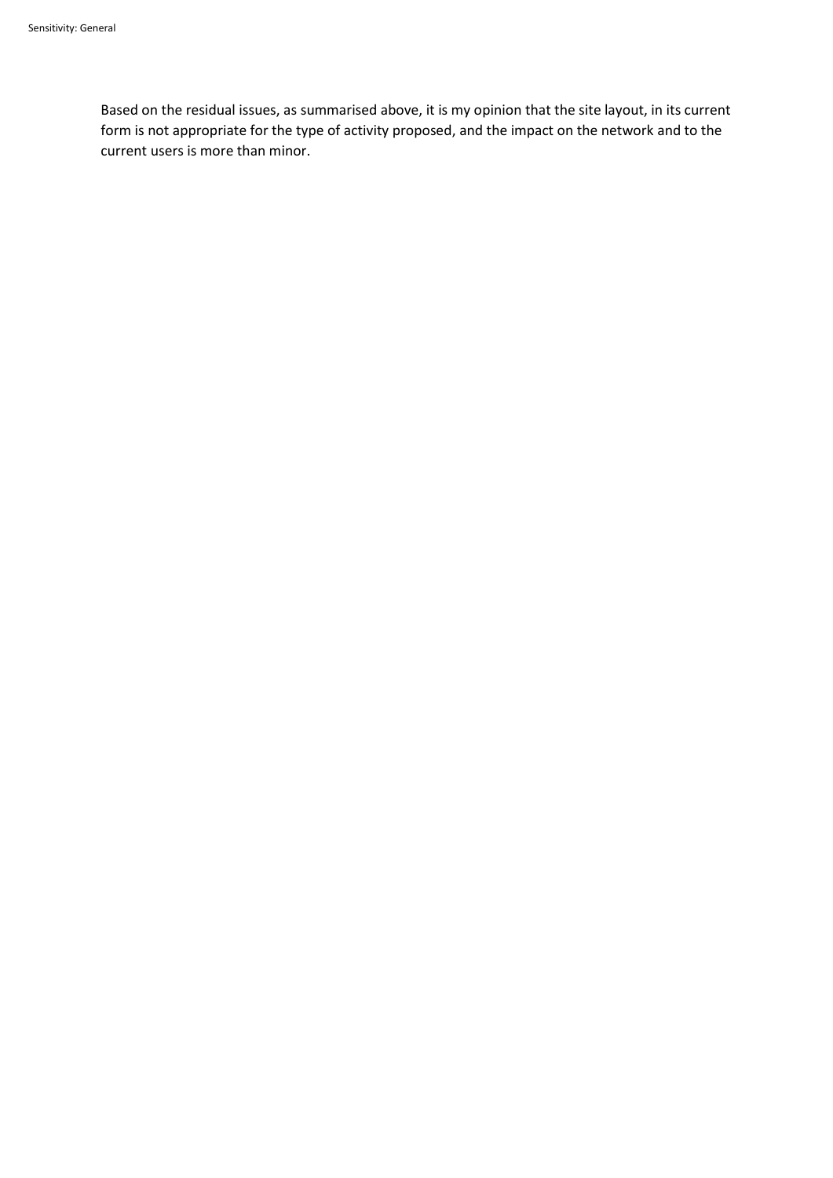Based on the residual issues, as summarised above, it is my opinion that the site layout, in its current form is not appropriate for the type of activity proposed, and the impact on the network and to the current users is more than minor.